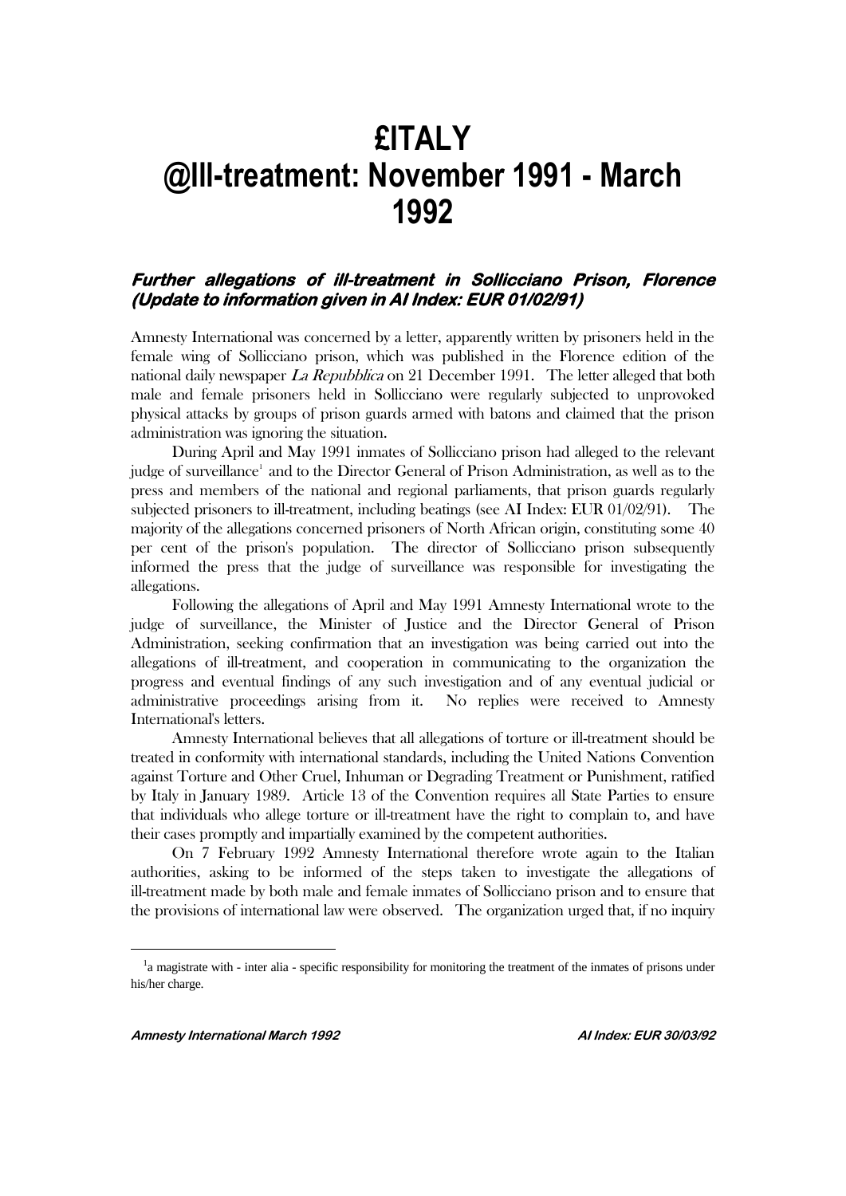# £ITALY
# @Ill-treatment: November 1991 - March 1992

### *Further allegations of ill-treatment in Sollicciano Prison, Florence (Update to information given in AI Index: EUR 01/02/91)*

Amnesty International was concerned by a letter, apparently written by prisoners held in the female wing of Sollicciano prison, which was published in the Florence edition of the national daily newspaper *La Repubblica* on 21 December 1991. The letter alleged that both male and female prisoners held in Sollicciano were regularly subjected to unprovoked physical attacks by groups of prison guards armed with batons and claimed that the prison administration was ignoring the situation.

During April and May 1991 inmates of Sollicciano prison had alleged to the relevant judge of surveillance[1] and to the Director General of Prison Administration, as well as to the press and members of the national and regional parliaments, that prison guards regularly subjected prisoners to ill-treatment, including beatings (see AI Index: EUR 01/02/91). The majority of the allegations concerned prisoners of North African origin, constituting some 40 per cent of the prison's population. The director of Sollicciano prison subsequently informed the press that the judge of surveillance was responsible for investigating the allegations.

Following the allegations of April and May 1991 Amnesty International wrote to the judge of surveillance, the Minister of Justice and the Director General of Prison Administration, seeking confirmation that an investigation was being carried out into the allegations of ill-treatment, and cooperation in communicating to the organization the progress and eventual findings of any such investigation and of any eventual judicial or administrative proceedings arising from it. No replies were received to Amnesty International's letters.

Amnesty International believes that all allegations of torture or ill-treatment should be treated in conformity with international standards, including the United Nations Convention against Torture and Other Cruel, Inhuman or Degrading Treatment or Punishment, ratified by Italy in January 1989. Article 13 of the Convention requires all State Parties to ensure that individuals who allege torture or ill-treatment have the right to complain to, and have their cases promptly and impartially examined by the competent authorities.

On 7 February 1992 Amnesty International therefore wrote again to the Italian authorities, asking to be informed of the steps taken to investigate the allegations of ill-treatment made by both male and female inmates of Sollicciano prison and to ensure that the provisions of international law were observed. The organization urged that, if no inquiry

[1] a magistrate with - inter alia - specific responsibility for monitoring the treatment of the inmates of prisons under his/her charge.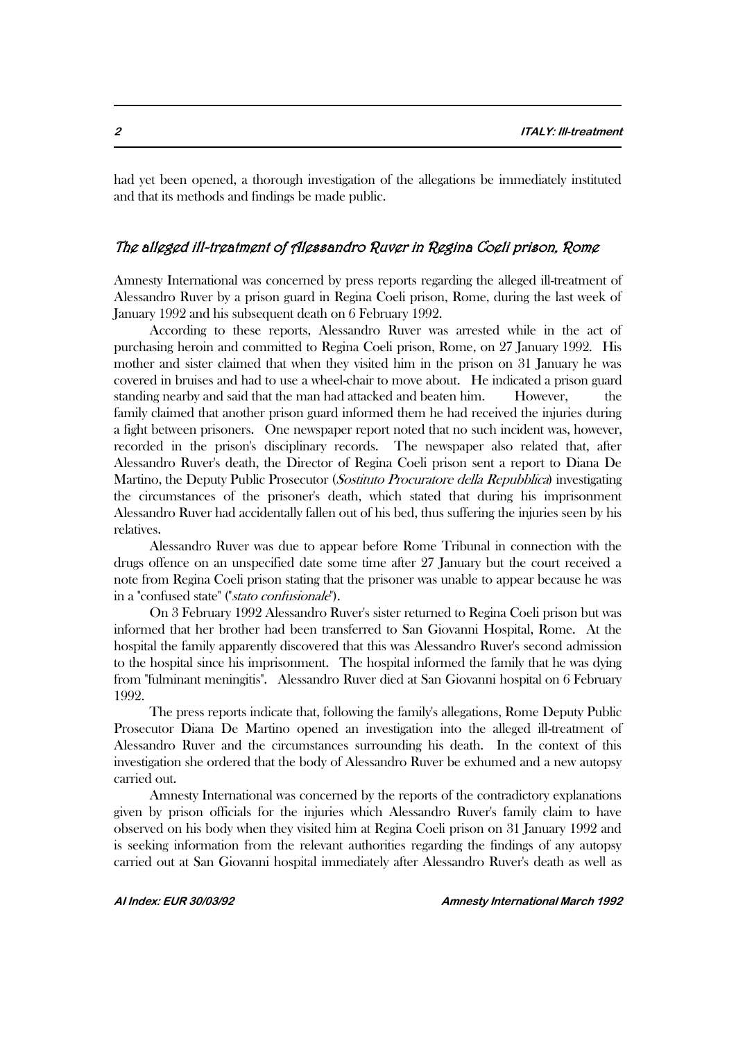had yet been opened, a thorough investigation of the allegations be immediately instituted and that its methods and findings be made public.

## *The alleged ill-treatment of Alessandro Ruver in Regina Coeli prison, Rome*

Amnesty International was concerned by press reports regarding the alleged ill-treatment of Alessandro Ruver by a prison guard in Regina Coeli prison, Rome, during the last week of January 1992 and his subsequent death on 6 February 1992.

According to these reports, Alessandro Ruver was arrested while in the act of purchasing heroin and committed to Regina Coeli prison, Rome, on 27 January 1992. His mother and sister claimed that when they visited him in the prison on 31 January he was covered in bruises and had to use a wheel-chair to move about. He indicated a prison guard standing nearby and said that the man had attacked and beaten him. However, the family claimed that another prison guard informed them he had received the injuries during a fight between prisoners. One newspaper report noted that no such incident was, however, recorded in the prison's disciplinary records. The newspaper also related that, after Alessandro Ruver's death, the Director of Regina Coeli prison sent a report to Diana De Martino, the Deputy Public Prosecutor (*Sostituto Procuratore della Repubblica*) investigating the circumstances of the prisoner's death, which stated that during his imprisonment Alessandro Ruver had accidentally fallen out of his bed, thus suffering the injuries seen by his relatives.

Alessandro Ruver was due to appear before Rome Tribunal in connection with the drugs offence on an unspecified date some time after 27 January but the court received a note from Regina Coeli prison stating that the prisoner was unable to appear because he was in a "confused state" ("*stato confusionale*").

On 3 February 1992 Alessandro Ruver's sister returned to Regina Coeli prison but was informed that her brother had been transferred to San Giovanni Hospital, Rome. At the hospital the family apparently discovered that this was Alessandro Ruver's second admission to the hospital since his imprisonment. The hospital informed the family that he was dying from "fulminant meningitis". Alessandro Ruver died at San Giovanni hospital on 6 February 1992.

The press reports indicate that, following the family's allegations, Rome Deputy Public Prosecutor Diana De Martino opened an investigation into the alleged ill-treatment of Alessandro Ruver and the circumstances surrounding his death. In the context of this investigation she ordered that the body of Alessandro Ruver be exhumed and a new autopsy carried out.

Amnesty International was concerned by the reports of the contradictory explanations given by prison officials for the injuries which Alessandro Ruver's family claim to have observed on his body when they visited him at Regina Coeli prison on 31 January 1992 and is seeking information from the relevant authorities regarding the findings of any autopsy carried out at San Giovanni hospital immediately after Alessandro Ruver's death as well as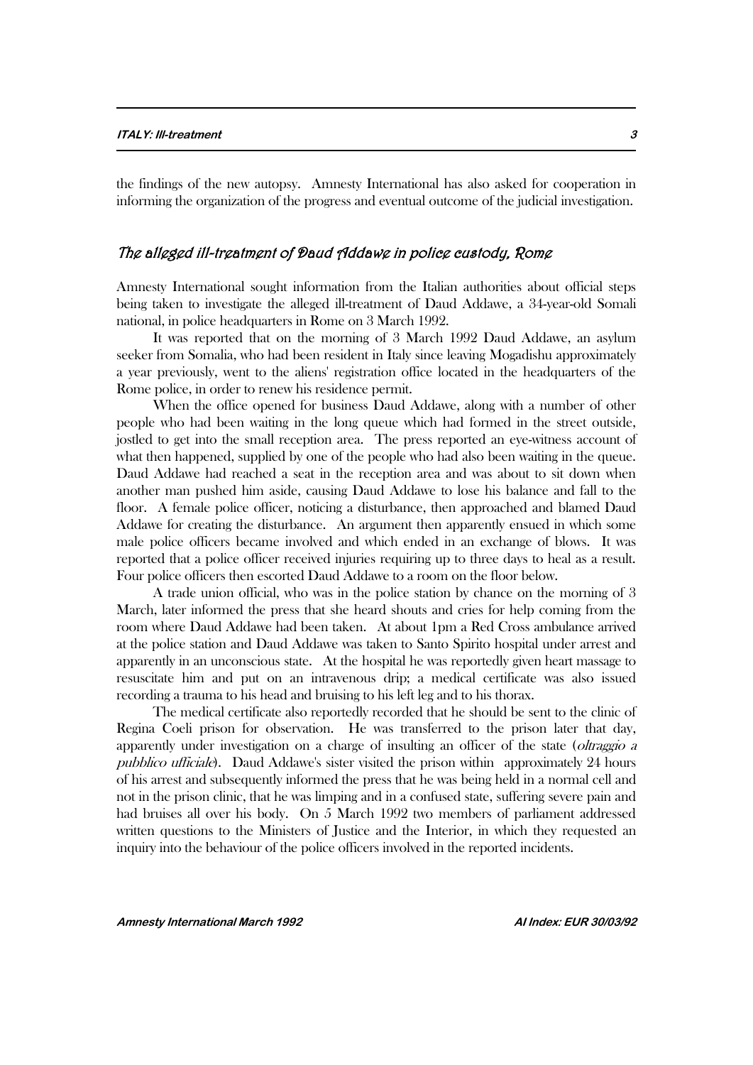the findings of the new autopsy. Amnesty International has also asked for cooperation in informing the organization of the progress and eventual outcome of the judicial investigation.

## *The alleged ill-treatment of Daud Addawe in police custody, Rome*

Amnesty International sought information from the Italian authorities about official steps being taken to investigate the alleged ill-treatment of Daud Addawe, a 34-year-old Somali national, in police headquarters in Rome on 3 March 1992.

It was reported that on the morning of 3 March 1992 Daud Addawe, an asylum seeker from Somalia, who had been resident in Italy since leaving Mogadishu approximately a year previously, went to the aliens' registration office located in the headquarters of the Rome police, in order to renew his residence permit.

When the office opened for business Daud Addawe, along with a number of other people who had been waiting in the long queue which had formed in the street outside, jostled to get into the small reception area. The press reported an eye-witness account of what then happened, supplied by one of the people who had also been waiting in the queue. Daud Addawe had reached a seat in the reception area and was about to sit down when another man pushed him aside, causing Daud Addawe to lose his balance and fall to the floor. A female police officer, noticing a disturbance, then approached and blamed Daud Addawe for creating the disturbance. An argument then apparently ensued in which some male police officers became involved and which ended in an exchange of blows. It was reported that a police officer received injuries requiring up to three days to heal as a result. Four police officers then escorted Daud Addawe to a room on the floor below.

A trade union official, who was in the police station by chance on the morning of 3 March, later informed the press that she heard shouts and cries for help coming from the room where Daud Addawe had been taken. At about 1pm a Red Cross ambulance arrived at the police station and Daud Addawe was taken to Santo Spirito hospital under arrest and apparently in an unconscious state. At the hospital he was reportedly given heart massage to resuscitate him and put on an intravenous drip; a medical certificate was also issued recording a trauma to his head and bruising to his left leg and to his thorax.

The medical certificate also reportedly recorded that he should be sent to the clinic of Regina Coeli prison for observation. He was transferred to the prison later that day, apparently under investigation on a charge of insulting an officer of the state (*oltraggio a pubblico ufficiale*). Daud Addawe's sister visited the prison within approximately 24 hours of his arrest and subsequently informed the press that he was being held in a normal cell and not in the prison clinic, that he was limping and in a confused state, suffering severe pain and had bruises all over his body. On 5 March 1992 two members of parliament addressed written questions to the Ministers of Justice and the Interior, in which they requested an inquiry into the behaviour of the police officers involved in the reported incidents.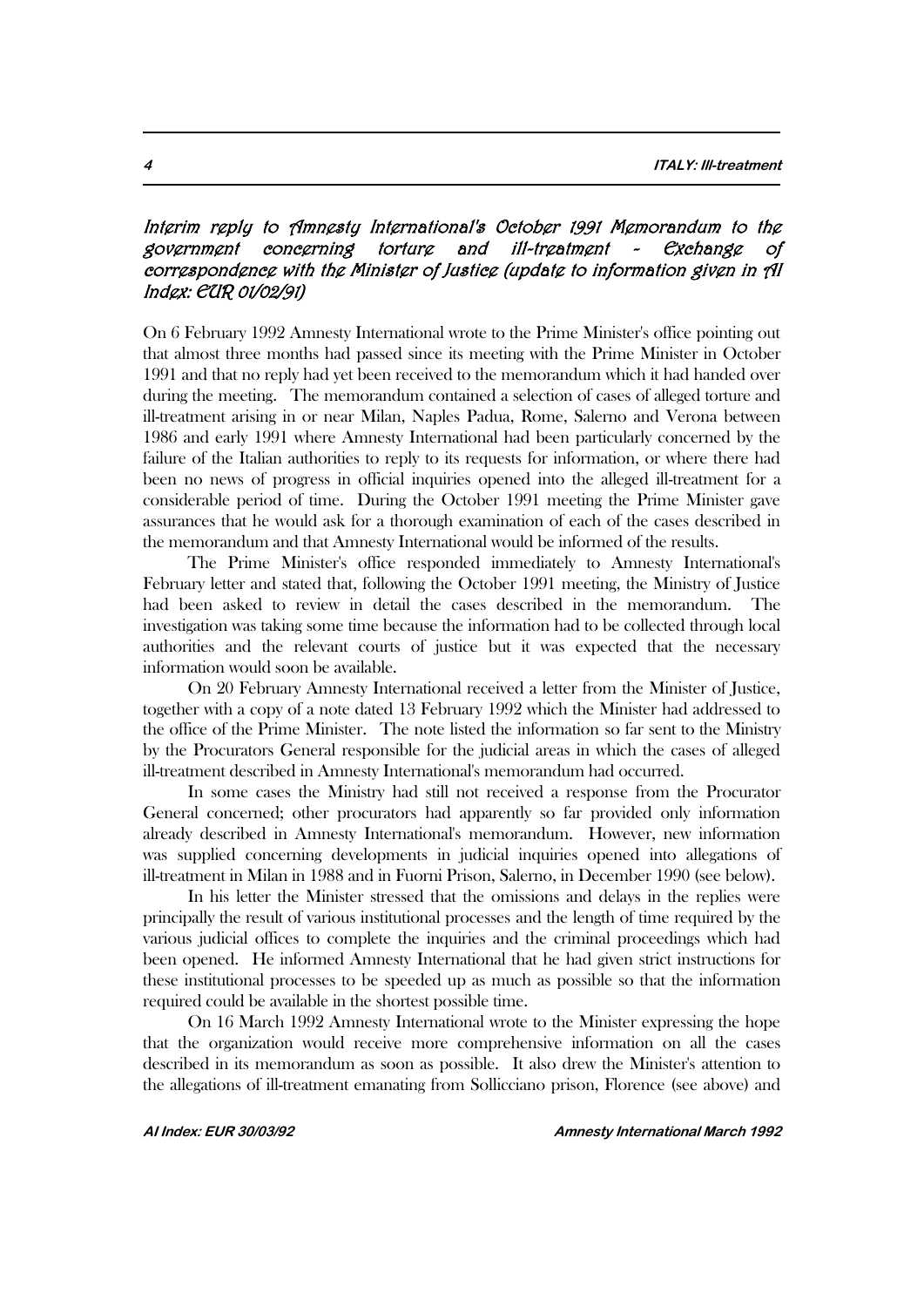### *Interim reply to Amnesty International's October 1991 Memorandum to the government concerning torture and ill-treatment - Exchange of correspondence with the Minister of Justice (update to information given in AI Index: EUR 01/02/91)*

On 6 February 1992 Amnesty International wrote to the Prime Minister's office pointing out that almost three months had passed since its meeting with the Prime Minister in October 1991 and that no reply had yet been received to the memorandum which it had handed over during the meeting. The memorandum contained a selection of cases of alleged torture and ill-treatment arising in or near Milan, Naples Padua, Rome, Salerno and Verona between 1986 and early 1991 where Amnesty International had been particularly concerned by the failure of the Italian authorities to reply to its requests for information, or where there had been no news of progress in official inquiries opened into the alleged ill-treatment for a considerable period of time. During the October 1991 meeting the Prime Minister gave assurances that he would ask for a thorough examination of each of the cases described in the memorandum and that Amnesty International would be informed of the results.

The Prime Minister's office responded immediately to Amnesty International's February letter and stated that, following the October 1991 meeting, the Ministry of Justice had been asked to review in detail the cases described in the memorandum. The investigation was taking some time because the information had to be collected through local authorities and the relevant courts of justice but it was expected that the necessary information would soon be available.

On 20 February Amnesty International received a letter from the Minister of Justice, together with a copy of a note dated 13 February 1992 which the Minister had addressed to the office of the Prime Minister. The note listed the information so far sent to the Ministry by the Procurators General responsible for the judicial areas in which the cases of alleged ill-treatment described in Amnesty International's memorandum had occurred.

In some cases the Ministry had still not received a response from the Procurator General concerned; other procurators had apparently so far provided only information already described in Amnesty International's memorandum. However, new information was supplied concerning developments in judicial inquiries opened into allegations of ill-treatment in Milan in 1988 and in Fuorni Prison, Salerno, in December 1990 (see below).

In his letter the Minister stressed that the omissions and delays in the replies were principally the result of various institutional processes and the length of time required by the various judicial offices to complete the inquiries and the criminal proceedings which had been opened. He informed Amnesty International that he had given strict instructions for these institutional processes to be speeded up as much as possible so that the information required could be available in the shortest possible time.

On 16 March 1992 Amnesty International wrote to the Minister expressing the hope that the organization would receive more comprehensive information on all the cases described in its memorandum as soon as possible. It also drew the Minister's attention to the allegations of ill-treatment emanating from Sollicciano prison, Florence (see above) and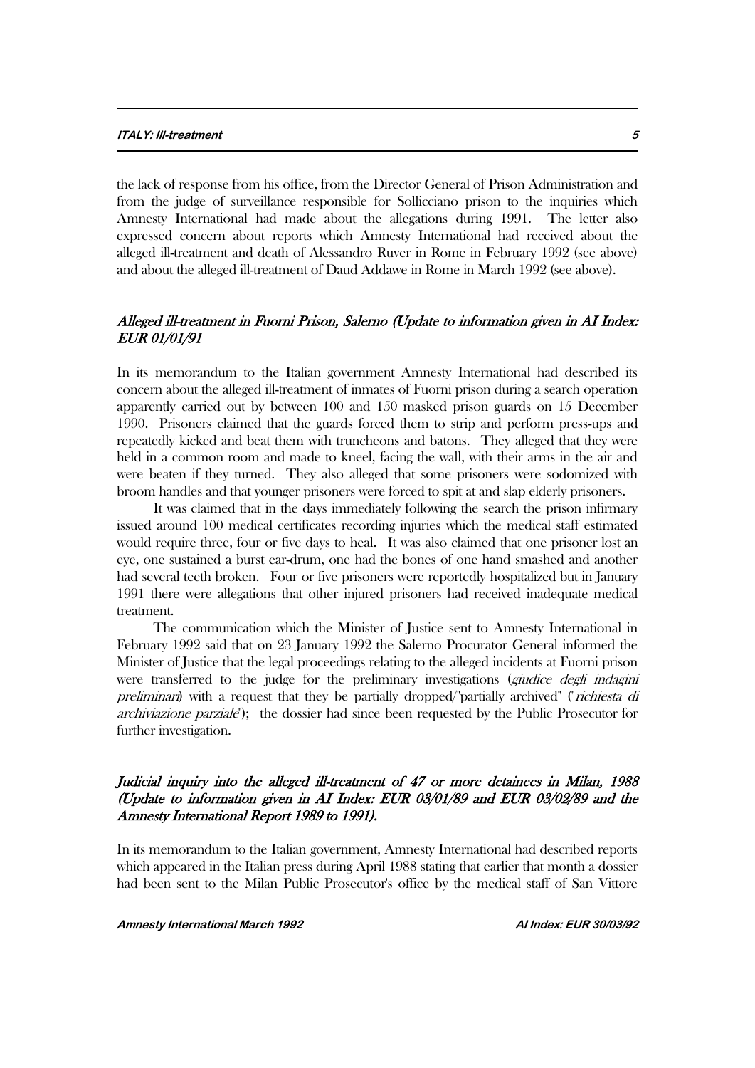the lack of response from his office, from the Director General of Prison Administration and from the judge of surveillance responsible for Sollicciano prison to the inquiries which Amnesty International had made about the allegations during 1991. The letter also expressed concern about reports which Amnesty International had received about the alleged ill-treatment and death of Alessandro Ruver in Rome in February 1992 (see above) and about the alleged ill-treatment of Daud Addawe in Rome in March 1992 (see above).

### *Alleged ill-treatment in Fuorni Prison, Salerno (Update to information given in AI Index: EUR 01/01/91*

In its memorandum to the Italian government Amnesty International had described its concern about the alleged ill-treatment of inmates of Fuorni prison during a search operation apparently carried out by between 100 and 150 masked prison guards on 15 December 1990. Prisoners claimed that the guards forced them to strip and perform press-ups and repeatedly kicked and beat them with truncheons and batons. They alleged that they were held in a common room and made to kneel, facing the wall, with their arms in the air and were beaten if they turned. They also alleged that some prisoners were sodomized with broom handles and that younger prisoners were forced to spit at and slap elderly prisoners.

It was claimed that in the days immediately following the search the prison infirmary issued around 100 medical certificates recording injuries which the medical staff estimated would require three, four or five days to heal. It was also claimed that one prisoner lost an eye, one sustained a burst ear-drum, one had the bones of one hand smashed and another had several teeth broken. Four or five prisoners were reportedly hospitalized but in January 1991 there were allegations that other injured prisoners had received inadequate medical treatment.

The communication which the Minister of Justice sent to Amnesty International in February 1992 said that on 23 January 1992 the Salerno Procurator General informed the Minister of Justice that the legal proceedings relating to the alleged incidents at Fuorni prison were transferred to the judge for the preliminary investigations (*giudice degli indagini preliminari*) with a request that they be partially dropped/"partially archived" ("*richiesta di archiviazione parziale*"); the dossier had since been requested by the Public Prosecutor for further investigation.

### *Judicial inquiry into the alleged ill-treatment of 47 or more detainees in Milan, 1988 (Update to information given in AI Index: EUR 03/01/89 and EUR 03/02/89 and the Amnesty International Report 1989 to 1991).*

In its memorandum to the Italian government, Amnesty International had described reports which appeared in the Italian press during April 1988 stating that earlier that month a dossier had been sent to the Milan Public Prosecutor's office by the medical staff of San Vittore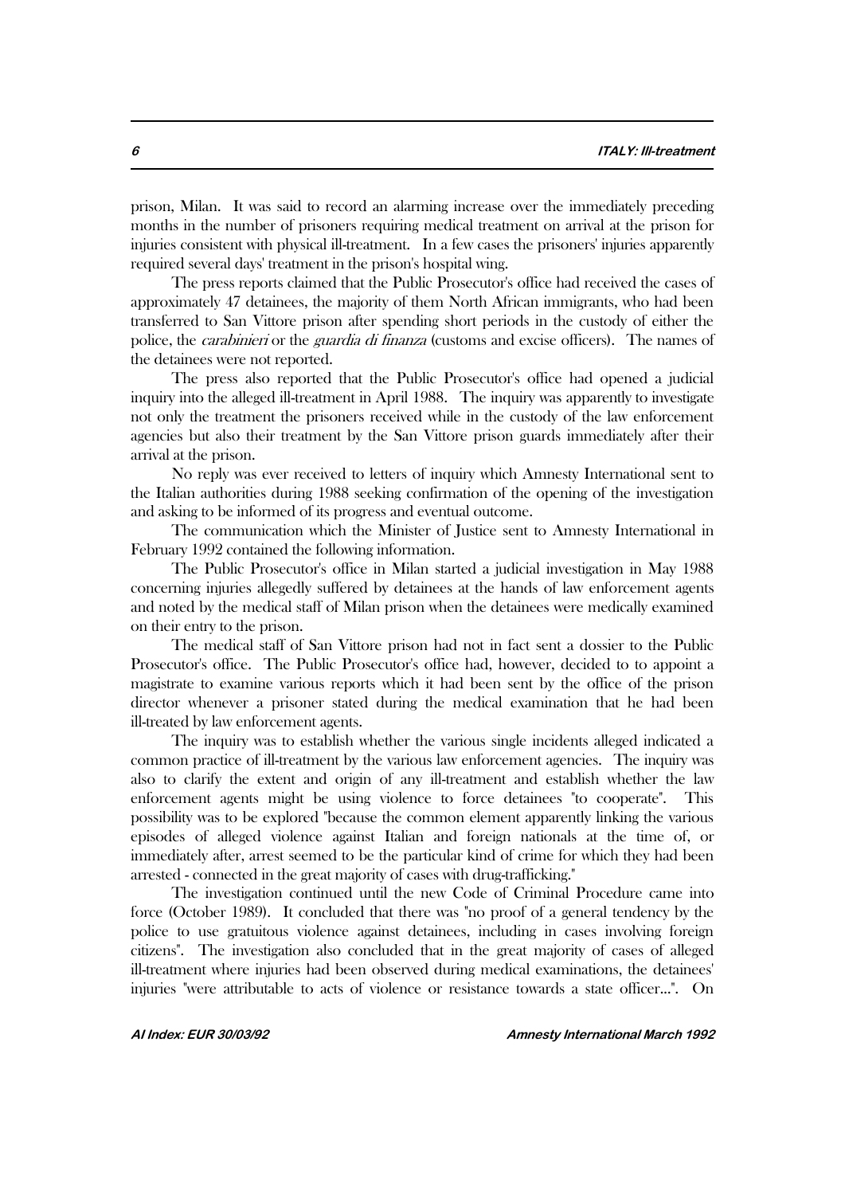prison, Milan. It was said to record an alarming increase over the immediately preceding months in the number of prisoners requiring medical treatment on arrival at the prison for injuries consistent with physical ill-treatment. In a few cases the prisoners' injuries apparently required several days' treatment in the prison's hospital wing.

The press reports claimed that the Public Prosecutor's office had received the cases of approximately 47 detainees, the majority of them North African immigrants, who had been transferred to San Vittore prison after spending short periods in the custody of either the police, the *carabinieri* or the *guardia di finanza* (customs and excise officers). The names of the detainees were not reported.

The press also reported that the Public Prosecutor's office had opened a judicial inquiry into the alleged ill-treatment in April 1988. The inquiry was apparently to investigate not only the treatment the prisoners received while in the custody of the law enforcement agencies but also their treatment by the San Vittore prison guards immediately after their arrival at the prison.

No reply was ever received to letters of inquiry which Amnesty International sent to the Italian authorities during 1988 seeking confirmation of the opening of the investigation and asking to be informed of its progress and eventual outcome.

The communication which the Minister of Justice sent to Amnesty International in February 1992 contained the following information.

The Public Prosecutor's office in Milan started a judicial investigation in May 1988 concerning injuries allegedly suffered by detainees at the hands of law enforcement agents and noted by the medical staff of Milan prison when the detainees were medically examined on their entry to the prison.

The medical staff of San Vittore prison had not in fact sent a dossier to the Public Prosecutor's office. The Public Prosecutor's office had, however, decided to to appoint a magistrate to examine various reports which it had been sent by the office of the prison director whenever a prisoner stated during the medical examination that he had been ill-treated by law enforcement agents.

The inquiry was to establish whether the various single incidents alleged indicated a common practice of ill-treatment by the various law enforcement agencies. The inquiry was also to clarify the extent and origin of any ill-treatment and establish whether the law enforcement agents might be using violence to force detainees "to cooperate". This possibility was to be explored "because the common element apparently linking the various episodes of alleged violence against Italian and foreign nationals at the time of, or immediately after, arrest seemed to be the particular kind of crime for which they had been arrested - connected in the great majority of cases with drug-trafficking."

The investigation continued until the new Code of Criminal Procedure came into force (October 1989). It concluded that there was "no proof of a general tendency by the police to use gratuitous violence against detainees, including in cases involving foreign citizens". The investigation also concluded that in the great majority of cases of alleged ill-treatment where injuries had been observed during medical examinations, the detainees' injuries "were attributable to acts of violence or resistance towards a state officer...". On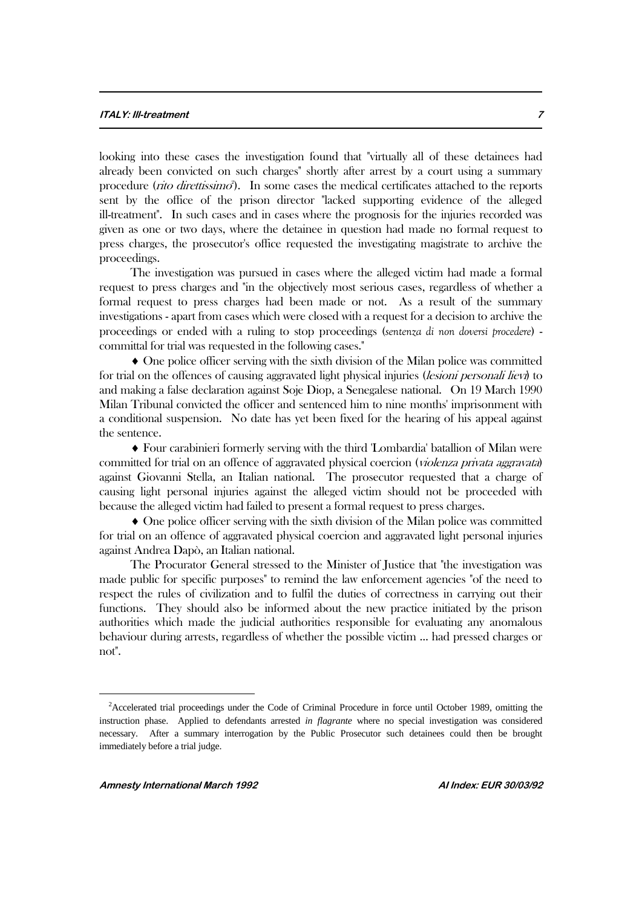looking into these cases the investigation found that "virtually all of these detainees had already been convicted on such charges" shortly after arrest by a court using a summary procedure (*rito direttissimo*[2]). In some cases the medical certificates attached to the reports sent by the office of the prison director "lacked supporting evidence of the alleged ill-treatment". In such cases and in cases where the prognosis for the injuries recorded was given as one or two days, where the detainee in question had made no formal request to press charges, the prosecutor's office requested the investigating magistrate to archive the proceedings.

The investigation was pursued in cases where the alleged victim had made a formal request to press charges and "in the objectively most serious cases, regardless of whether a formal request to press charges had been made or not. As a result of the summary investigations - apart from cases which were closed with a request for a decision to archive the proceedings or ended with a ruling to stop proceedings (*sentenza di non doversi procedere*) - committal for trial was requested in the following cases."

- One police officer serving with the sixth division of the Milan police was committed for trial on the offences of causing aggravated light physical injuries (*lesioni personali lievi*) to and making a false declaration against Soje Diop, a Senegalese national. On 19 March 1990 Milan Tribunal convicted the officer and sentenced him to nine months' imprisonment with a conditional suspension. No date has yet been fixed for the hearing of his appeal against the sentence.

- Four carabinieri formerly serving with the third 'Lombardia' batallion of Milan were committed for trial on an offence of aggravated physical coercion (*violenza privata aggravata*) against Giovanni Stella, an Italian national. The prosecutor requested that a charge of causing light personal injuries against the alleged victim should not be proceeded with because the alleged victim had failed to present a formal request to press charges.

- One police officer serving with the sixth division of the Milan police was committed for trial on an offence of aggravated physical coercion and aggravated light personal injuries against Andrea Dapò, an Italian national.

The Procurator General stressed to the Minister of Justice that "the investigation was made public for specific purposes" to remind the law enforcement agencies "of the need to respect the rules of civilization and to fulfil the duties of correctness in carrying out their functions. They should also be informed about the new practice initiated by the prison authorities which made the judicial authorities responsible for evaluating any anomalous behaviour during arrests, regardless of whether the possible victim ... had pressed charges or not".

---

[2] Accelerated trial proceedings under the Code of Criminal Procedure in force until October 1989, omitting the instruction phase. Applied to defendants arrested *in flagrante* where no special investigation was considered necessary. After a summary interrogation by the Public Prosecutor such detainees could then be brought immediately before a trial judge.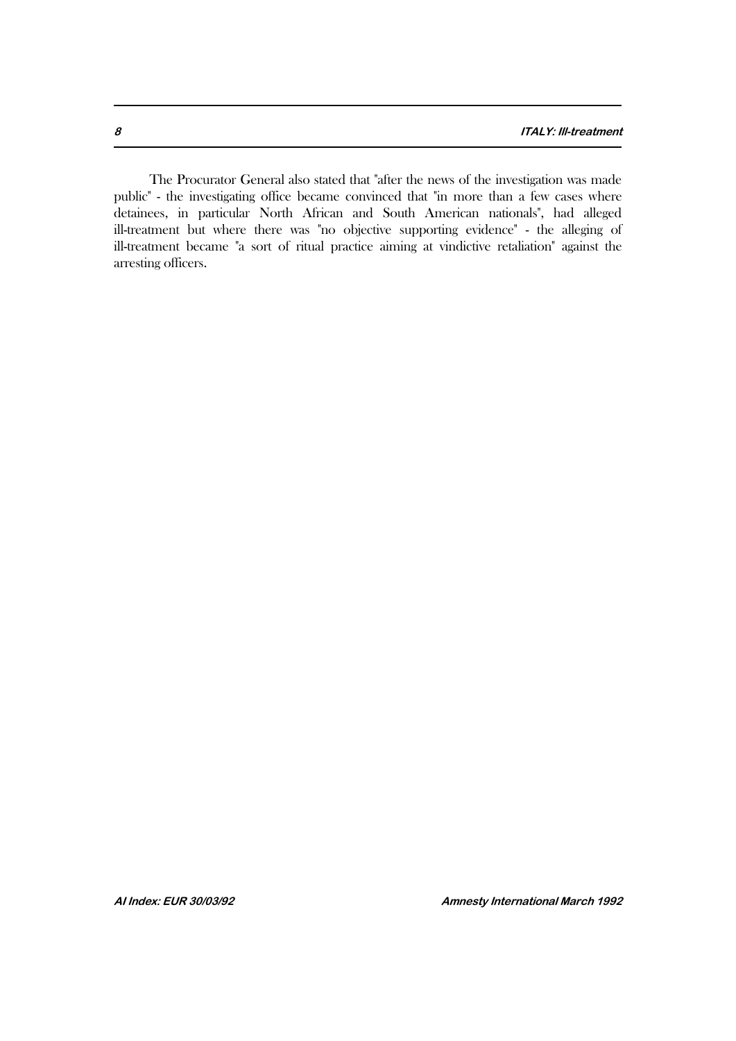The Procurator General also stated that "after the news of the investigation was made public" - the investigating office became convinced that "in more than a few cases where detainees, in particular North African and South American nationals", had alleged ill-treatment but where there was "no objective supporting evidence" - the alleging of ill-treatment became "a sort of ritual practice aiming at vindictive retaliation" against the arresting officers.